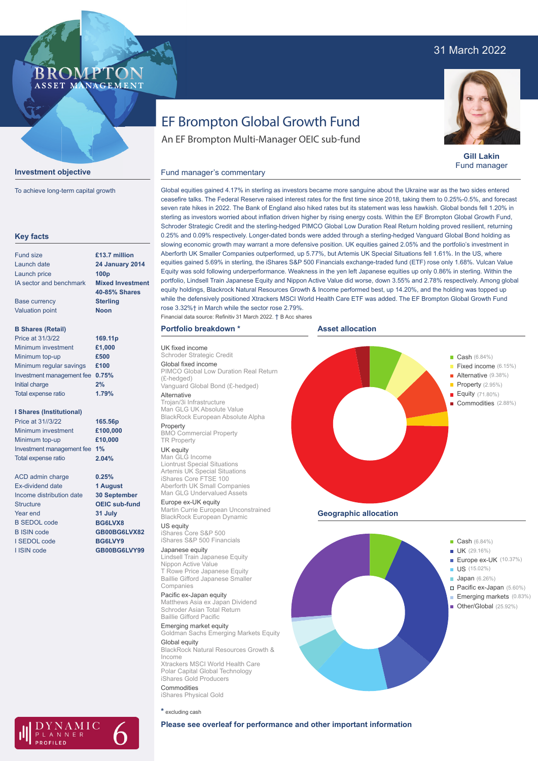31 March 2022

# EF Brompton Global Growth Fund

An EF Brompton Multi-Manager OEIC sub-fund

**Gill Lakin**
Fund manager

## Investment objective

To achieve long-term capital growth

## Key facts

| | |
|---|---|
| Fund size | £13.7 million |
| Launch date | 24 January 2014 |
| Launch price | 100p |
| IA sector and benchmark | Mixed Investment 40-85% Shares |
| Base currency | Sterling |
| Valuation point | Noon |

**B Shares (Retail)**

| | |
|---|---|
| Price at 31/3/22 | 169.11p |
| Minimum investment | £1,000 |
| Minimum top-up | £500 |
| Minimum regular savings | £100 |
| Investment management fee | 0.75% |
| Initial charge | 2% |
| Total expense ratio | 1.79% |

**I Shares (Institutional)**

| | |
|---|---|
| Price at 31//3/22 | 165.56p |
| Minimum investment | £100,000 |
| Minimum top-up | £10,000 |
| Investment management fee | 1% |
| Total expense ratio | 2.04% |

| | |
|---|---|
| ACD admin charge | 0.25% |
| Ex-dividend date | 1 August |
| Income distribution date | 30 September |
| Structure | OEIC sub-fund |
| Year end | 31 July |
| B SEDOL code | BG6LVX8 |
| B ISIN code | GB00BG6LVX82 |
| I SEDOL code | BG6LVY9 |
| I ISIN code | GB00BG6LVY99 |

## Fund manager's commentary

Global equities gained 4.17% in sterling as investors became more sanguine about the Ukraine war as the two sides entered ceasefire talks. The Federal Reserve raised interest rates for the first time since 2018, taking them to 0.25%-0.5%, and forecast seven rate hikes in 2022. The Bank of England also hiked rates but its statement was less hawkish. Global bonds fell 1.20% in sterling as investors worried about inflation driven higher by rising energy costs. Within the EF Brompton Global Growth Fund, Schroder Strategic Credit and the sterling-hedged PIMCO Global Low Duration Real Return holding proved resilient, returning 0.25% and 0.09% respectively. Longer-dated bonds were added through a sterling-hedged Vanguard Global Bond holding as slowing economic growth may warrant a more defensive position. UK equities gained 2.05% and the portfolio's investment in Aberforth UK Smaller Companies outperformed, up 5.77%, but Artemis UK Special Situations fell 1.61%. In the US, where equities gained 5.69% in sterling, the iShares S&P 500 Financials exchange-traded fund (ETF) rose only 1.68%. Vulcan Value Equity was sold following underperformance. Weakness in the yen left Japanese equities up only 0.86% in sterling. Within the portfolio, Lindsell Train Japanese Equity and Nippon Active Value did worse, down 3.55% and 2.78% respectively. Among global equity holdings, Blackrock Natural Resources Growth & Income performed best, up 14.20%, and the holding was topped up while the defensively positioned Xtrackers MSCI World Health Care ETF was added. The EF Brompton Global Growth Fund rose 3.32%† in March while the sector rose 2.79%.

Financial data source: Refinitiv 31 March 2022. † B Acc shares

## Portfolio breakdown *

**UK fixed income**
Schroder Strategic Credit

**Global fixed income**
PIMCO Global Low Duration Real Return (£-hedged)
Vanguard Global Bond (£-hedged)

**Alternative**
Trojan/3i Infrastructure
Man GLG UK Absolute Value
BlackRock European Absolute Alpha

**Property**
BMO Commercial Property
TR Property

**UK equity**
Man GLG Income
Liontrust Special Situations
Artemis UK Special Situations
iShares Core FTSE 100
Aberforth UK Small Companies
Man GLG Undervalued Assets

**Europe ex-UK equity**
Martin Currie European Unconstrained
BlackRock European Dynamic

**US equity**
iShares Core S&P 500
iShares S&P 500 Financials

**Japanese equity**
Lindsell Train Japanese Equity
Nippon Active Value
T Rowe Price Japanese Equity
Baillie Gifford Japanese Smaller Companies

**Pacific ex-Japan equity**
Matthews Asia ex Japan Dividend
Schroder Asian Total Return
Baillie Gifford Pacific

**Emerging market equity**
Goldman Sachs Emerging Markets Equity

**Global equity**
BlackRock Natural Resources Growth & Income
Xtrackers MSCI World Health Care
Polar Capital Global Technology
iShares Gold Producers

**Commodities**
iShares Physical Gold

* excluding cash

## Asset allocation

- Cash (6.84%)
- Fixed income (6.15%)
- Alternative (9.38%)
- Property (2.95%)
- Equity (71.80%)
- Commodities (2.88%)

## Geographic allocation

- Cash (6.84%)
- UK (29.16%)
- Europe ex-UK (10.37%)
- US (15.02%)
- Japan (6.26%)
- Pacific ex-Japan (5.60%)
- Emerging markets (0.83%)
- Other/Global (25.92%)

**Please see overleaf for performance and other important information**

DYNAMIC PLANNER PROFILED 6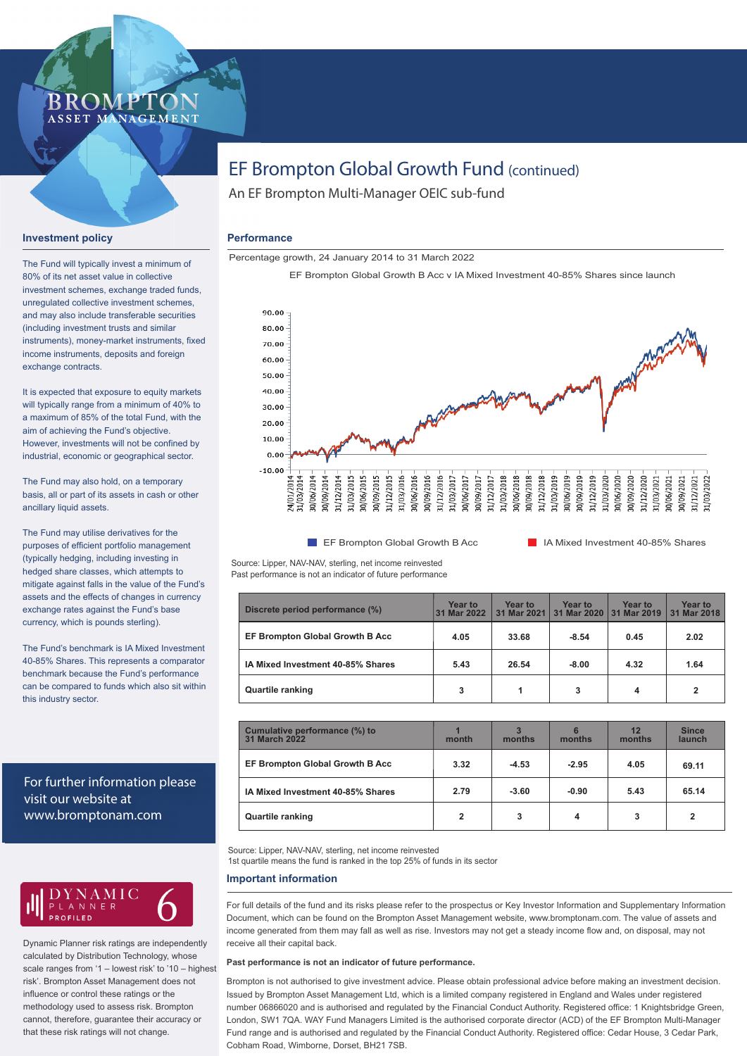BROMPTON
ASSET MANAGEMENT

# EF Brompton Global Growth Fund (continued)

An EF Brompton Multi-Manager OEIC sub-fund

## Investment policy

The Fund will typically invest a minimum of 80% of its net asset value in collective investment schemes, exchange traded funds, unregulated collective investment schemes, and may also include transferable securities (including investment trusts and similar instruments), money-market instruments, fixed income instruments, deposits and foreign exchange contracts.

It is expected that exposure to equity markets will typically range from a minimum of 40% to a maximum of 85% of the total Fund, with the aim of achieving the Fund's objective. However, investments will not be confined by industrial, economic or geographical sector.

The Fund may also hold, on a temporary basis, all or part of its assets in cash or other ancillary liquid assets.

The Fund may utilise derivatives for the purposes of efficient portfolio management (typically hedging, including investing in hedged share classes, which attempts to mitigate against falls in the value of the Fund's assets and the effects of changes in currency exchange rates against the Fund's base currency, which is pounds sterling).

The Fund's benchmark is IA Mixed Investment 40-85% Shares. This represents a comparator benchmark because the Fund's performance can be compared to funds which also sit within this industry sector.

For further information please visit our website at www.bromptonam.com

DYNAMIC PLANNER PROFILED 6

Dynamic Planner risk ratings are independently calculated by Distribution Technology, whose scale ranges from '1 – lowest risk' to '10 – highest risk'. Brompton Asset Management does not influence or control these ratings or the methodology used to assess risk. Brompton cannot, therefore, guarantee their accuracy or that these risk ratings will not change.

## Performance

Percentage growth, 24 January 2014 to 31 March 2022

EF Brompton Global Growth B Acc v IA Mixed Investment 40-85% Shares since launch

90.00
80.00
70.00
60.00
50.00
40.00
30.00
20.00
10.00
0.00
-10.00

24/01/2014 31/03/2014 30/06/2014 30/09/2014 31/12/2014 31/03/2015 30/06/2015 30/09/2015 31/12/2015 31/03/2016 30/06/2016 30/09/2016 31/12/2016 31/03/2017 30/06/2017 30/09/2017 31/12/2017 31/03/2018 30/06/2018 30/09/2018 31/12/2018 31/03/2019 30/06/2019 30/09/2019 31/12/2019 31/03/2020 30/06/2020 30/09/2020 31/12/2020 31/03/2021 30/06/2021 30/09/2021 31/12/2021 31/03/2022

EF Brompton Global Growth B Acc
IA Mixed Investment 40-85% Shares

Source: Lipper, NAV-NAV, sterling, net income reinvested
Past performance is not an indicator of future performance

| Discrete period performance (%) | Year to 31 Mar 2022 | Year to 31 Mar 2021 | Year to 31 Mar 2020 | Year to 31 Mar 2019 | Year to 31 Mar 2018 |
|---|---|---|---|---|---|
| EF Brompton Global Growth B Acc | 4.05 | 33.68 | -8.54 | 0.45 | 2.02 |
| IA Mixed Investment 40-85% Shares | 5.43 | 26.54 | -8.00 | 4.32 | 1.64 |
| Quartile ranking | 3 | 1 | 3 | 4 | 2 |

| Cumulative performance (%) to 31 March 2022 | 1 month | 3 months | 6 months | 12 months | Since launch |
|---|---|---|---|---|---|
| EF Brompton Global Growth B Acc | 3.32 | -4.53 | -2.95 | 4.05 | 69.11 |
| IA Mixed Investment 40-85% Shares | 2.79 | -3.60 | -0.90 | 5.43 | 65.14 |
| Quartile ranking | 2 | 3 | 4 | 3 | 2 |

Source: Lipper, NAV-NAV, sterling, net income reinvested
1st quartile means the fund is ranked in the top 25% of funds in its sector

## Important information

For full details of the fund and its risks please refer to the prospectus or Key Investor Information and Supplementary Information Document, which can be found on the Brompton Asset Management website, www.bromptonam.com. The value of assets and income generated from them may fall as well as rise. Investors may not get a steady income flow and, on disposal, may not receive all their capital back.

**Past performance is not an indicator of future performance.**

Brompton is not authorised to give investment advice. Please obtain professional advice before making an investment decision. Issued by Brompton Asset Management Ltd, which is a limited company registered in England and Wales under registered number 06866020 and is authorised and regulated by the Financial Conduct Authority. Registered office: 1 Knightsbridge Green, London, SW1 7QA. WAY Fund Managers Limited is the authorised corporate director (ACD) of the EF Brompton Multi-Manager Fund range and is authorised and regulated by the Financial Conduct Authority. Registered office: Cedar House, 3 Cedar Park, Cobham Road, Wimborne, Dorset, BH21 7SB.